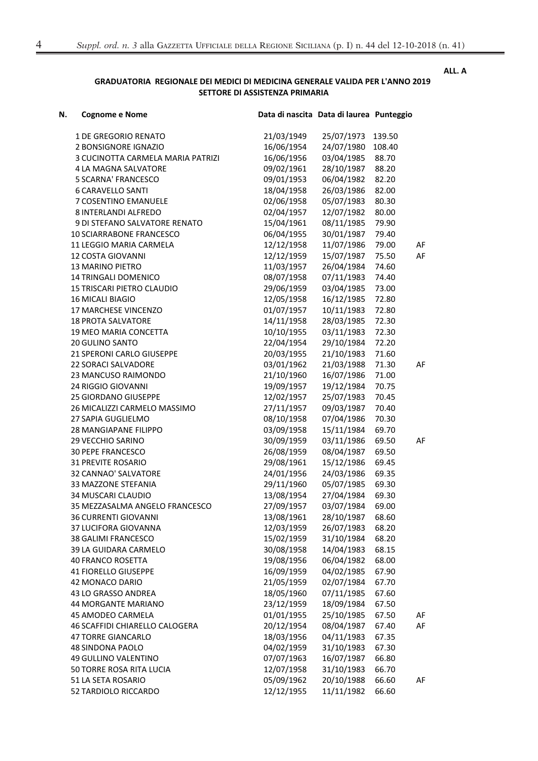ALL. A

**GRADUATORIA REGIONALE DEI MEDICI DI MEDICINA GENERALE VALIDA PER L'ANNO 2019**
**SETTORE DI ASSISTENZA PRIMARIA**

| N. | Cognome e Nome | Data di nascita | Data di laurea | Punteggio | |
|---|---|---|---|---|---|
| 1 | DE GREGORIO RENATO | 21/03/1949 | 25/07/1973 | 139.50 | |
| 2 | BONSIGNORE IGNAZIO | 16/06/1954 | 24/07/1980 | 108.40 | |
| 3 | CUCINOTTA CARMELA MARIA PATRIZI | 16/06/1956 | 03/04/1985 | 88.70 | |
| 4 | LA MAGNA SALVATORE | 09/02/1961 | 28/10/1987 | 88.20 | |
| 5 | SCARNA' FRANCESCO | 09/01/1953 | 06/04/1982 | 82.20 | |
| 6 | CARAVELLO SANTI | 18/04/1958 | 26/03/1986 | 82.00 | |
| 7 | COSENTINO EMANUELE | 02/06/1958 | 05/07/1983 | 80.30 | |
| 8 | INTERLANDI ALFREDO | 02/04/1957 | 12/07/1982 | 80.00 | |
| 9 | DI STEFANO SALVATORE RENATO | 15/04/1961 | 08/11/1985 | 79.90 | |
| 10 | SCIARRABONE FRANCESCO | 06/04/1955 | 30/01/1987 | 79.40 | |
| 11 | LEGGIO MARIA CARMELA | 12/12/1958 | 11/07/1986 | 79.00 | AF |
| 12 | COSTA GIOVANNI | 12/12/1959 | 15/07/1987 | 75.50 | AF |
| 13 | MARINO PIETRO | 11/03/1957 | 26/04/1984 | 74.60 | |
| 14 | TRINGALI DOMENICO | 08/07/1958 | 07/11/1983 | 74.40 | |
| 15 | TRISCARI PIETRO CLAUDIO | 29/06/1959 | 03/04/1985 | 73.00 | |
| 16 | MICALI BIAGIO | 12/05/1958 | 16/12/1985 | 72.80 | |
| 17 | MARCHESE VINCENZO | 01/07/1957 | 10/11/1983 | 72.80 | |
| 18 | PROTA SALVATORE | 14/11/1958 | 28/03/1985 | 72.30 | |
| 19 | MEO MARIA CONCETTA | 10/10/1955 | 03/11/1983 | 72.30 | |
| 20 | GULINO SANTO | 22/04/1954 | 29/10/1984 | 72.20 | |
| 21 | SPERONI CARLO GIUSEPPE | 20/03/1955 | 21/10/1983 | 71.60 | |
| 22 | SORACI SALVADORE | 03/01/1962 | 21/03/1988 | 71.30 | AF |
| 23 | MANCUSO RAIMONDO | 21/10/1960 | 16/07/1986 | 71.00 | |
| 24 | RIGGIO GIOVANNI | 19/09/1957 | 19/12/1984 | 70.75 | |
| 25 | GIORDANO GIUSEPPE | 12/02/1957 | 25/07/1983 | 70.45 | |
| 26 | MICALIZZI CARMELO MASSIMO | 27/11/1957 | 09/03/1987 | 70.40 | |
| 27 | SAPIA GUGLIELMO | 08/10/1958 | 07/04/1986 | 70.30 | |
| 28 | MANGIAPANE FILIPPO | 03/09/1958 | 15/11/1984 | 69.70 | |
| 29 | VECCHIO SARINO | 30/09/1959 | 03/11/1986 | 69.50 | AF |
| 30 | PEPE FRANCESCO | 26/08/1959 | 08/04/1987 | 69.50 | |
| 31 | PREVITE ROSARIO | 29/08/1961 | 15/12/1986 | 69.45 | |
| 32 | CANNAO' SALVATORE | 24/01/1956 | 24/03/1986 | 69.35 | |
| 33 | MAZZONE STEFANIA | 29/11/1960 | 05/07/1985 | 69.30 | |
| 34 | MUSCARI CLAUDIO | 13/08/1954 | 27/04/1984 | 69.30 | |
| 35 | MEZZASALMA ANGELO FRANCESCO | 27/09/1957 | 03/07/1984 | 69.00 | |
| 36 | CURRENTI GIOVANNI | 13/08/1961 | 28/10/1987 | 68.60 | |
| 37 | LUCIFORA GIOVANNA | 12/03/1959 | 26/07/1983 | 68.20 | |
| 38 | GALIMI FRANCESCO | 15/02/1959 | 31/10/1984 | 68.20 | |
| 39 | LA GUIDARA CARMELO | 30/08/1958 | 14/04/1983 | 68.15 | |
| 40 | FRANCO ROSETTA | 19/08/1956 | 06/04/1982 | 68.00 | |
| 41 | FIORELLO GIUSEPPE | 16/09/1959 | 04/02/1985 | 67.90 | |
| 42 | MONACO DARIO | 21/05/1959 | 02/07/1984 | 67.70 | |
| 43 | LO GRASSO ANDREA | 18/05/1960 | 07/11/1985 | 67.60 | |
| 44 | MORGANTE MARIANO | 23/12/1959 | 18/09/1984 | 67.50 | |
| 45 | AMODEO CARMELA | 01/01/1955 | 25/10/1985 | 67.50 | AF |
| 46 | SCAFFIDI CHIARELLO CALOGERA | 20/12/1954 | 08/04/1987 | 67.40 | AF |
| 47 | TORRE GIANCARLO | 18/03/1956 | 04/11/1983 | 67.35 | |
| 48 | SINDONA PAOLO | 04/02/1959 | 31/10/1983 | 67.30 | |
| 49 | GULLINO VALENTINO | 07/07/1963 | 16/07/1987 | 66.80 | |
| 50 | TORRE ROSA RITA LUCIA | 12/07/1958 | 31/10/1983 | 66.70 | |
| 51 | LA SETA ROSARIO | 05/09/1962 | 20/10/1988 | 66.60 | AF |
| 52 | TARDIOLO RICCARDO | 12/12/1955 | 11/11/1982 | 66.60 | |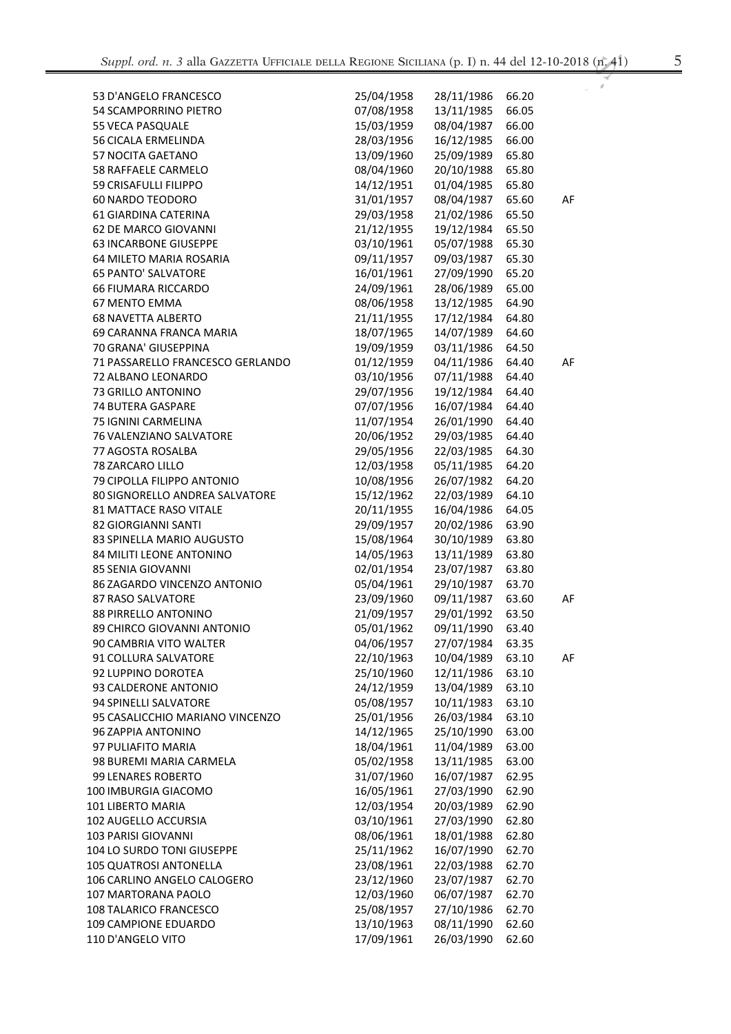| | | | | |
|---|---|---|---|---|
| 53 D'ANGELO FRANCESCO | 25/04/1958 | 28/11/1986 | 66.20 | |
| 54 SCAMPORRINO PIETRO | 07/08/1958 | 13/11/1985 | 66.05 | |
| 55 VECA PASQUALE | 15/03/1959 | 08/04/1987 | 66.00 | |
| 56 CICALA ERMELINDA | 28/03/1956 | 16/12/1985 | 66.00 | |
| 57 NOCITA GAETANO | 13/09/1960 | 25/09/1989 | 65.80 | |
| 58 RAFFAELE CARMELO | 08/04/1960 | 20/10/1988 | 65.80 | |
| 59 CRISAFULLI FILIPPO | 14/12/1951 | 01/04/1985 | 65.80 | |
| 60 NARDO TEODORO | 31/01/1957 | 08/04/1987 | 65.60 | AF |
| 61 GIARDINA CATERINA | 29/03/1958 | 21/02/1986 | 65.50 | |
| 62 DE MARCO GIOVANNI | 21/12/1955 | 19/12/1984 | 65.50 | |
| 63 INCARBONE GIUSEPPE | 03/10/1961 | 05/07/1988 | 65.30 | |
| 64 MILETO MARIA ROSARIA | 09/11/1957 | 09/03/1987 | 65.30 | |
| 65 PANTO' SALVATORE | 16/01/1961 | 27/09/1990 | 65.20 | |
| 66 FIUMARA RICCARDO | 24/09/1961 | 28/06/1989 | 65.00 | |
| 67 MENTO EMMA | 08/06/1958 | 13/12/1985 | 64.90 | |
| 68 NAVETTA ALBERTO | 21/11/1955 | 17/12/1984 | 64.80 | |
| 69 CARANNA FRANCA MARIA | 18/07/1965 | 14/07/1989 | 64.60 | |
| 70 GRANA' GIUSEPPINA | 19/09/1959 | 03/11/1986 | 64.50 | |
| 71 PASSARELLO FRANCESCO GERLANDO | 01/12/1959 | 04/11/1986 | 64.40 | AF |
| 72 ALBANO LEONARDO | 03/10/1956 | 07/11/1988 | 64.40 | |
| 73 GRILLO ANTONINO | 29/07/1956 | 19/12/1984 | 64.40 | |
| 74 BUTERA GASPARE | 07/07/1956 | 16/07/1984 | 64.40 | |
| 75 IGNINI CARMELINA | 11/07/1954 | 26/01/1990 | 64.40 | |
| 76 VALENZIANO SALVATORE | 20/06/1952 | 29/03/1985 | 64.40 | |
| 77 AGOSTA ROSALBA | 29/05/1956 | 22/03/1985 | 64.30 | |
| 78 ZARCARO LILLO | 12/03/1958 | 05/11/1985 | 64.20 | |
| 79 CIPOLLA FILIPPO ANTONIO | 10/08/1956 | 26/07/1982 | 64.20 | |
| 80 SIGNORELLO ANDREA SALVATORE | 15/12/1962 | 22/03/1989 | 64.10 | |
| 81 MATTACE RASO VITALE | 20/11/1955 | 16/04/1986 | 64.05 | |
| 82 GIORGIANNI SANTI | 29/09/1957 | 20/02/1986 | 63.90 | |
| 83 SPINELLA MARIO AUGUSTO | 15/08/1964 | 30/10/1989 | 63.80 | |
| 84 MILITI LEONE ANTONINO | 14/05/1963 | 13/11/1989 | 63.80 | |
| 85 SENIA GIOVANNI | 02/01/1954 | 23/07/1987 | 63.80 | |
| 86 ZAGARDO VINCENZO ANTONIO | 05/04/1961 | 29/10/1987 | 63.70 | |
| 87 RASO SALVATORE | 23/09/1960 | 09/11/1987 | 63.60 | AF |
| 88 PIRRELLO ANTONINO | 21/09/1957 | 29/01/1992 | 63.50 | |
| 89 CHIRCO GIOVANNI ANTONIO | 05/01/1962 | 09/11/1990 | 63.40 | |
| 90 CAMBRIA VITO WALTER | 04/06/1957 | 27/07/1984 | 63.35 | |
| 91 COLLURA SALVATORE | 22/10/1963 | 10/04/1989 | 63.10 | AF |
| 92 LUPPINO DOROTEA | 25/10/1960 | 12/11/1986 | 63.10 | |
| 93 CALDERONE ANTONIO | 24/12/1959 | 13/04/1989 | 63.10 | |
| 94 SPINELLI SALVATORE | 05/08/1957 | 10/11/1983 | 63.10 | |
| 95 CASALICCHIO MARIANO VINCENZO | 25/01/1956 | 26/03/1984 | 63.10 | |
| 96 ZAPPIA ANTONINO | 14/12/1965 | 25/10/1990 | 63.00 | |
| 97 PULIAFITO MARIA | 18/04/1961 | 11/04/1989 | 63.00 | |
| 98 BUREMI MARIA CARMELA | 05/02/1958 | 13/11/1985 | 63.00 | |
| 99 LENARES ROBERTO | 31/07/1960 | 16/07/1987 | 62.95 | |
| 100 IMBURGIA GIACOMO | 16/05/1961 | 27/03/1990 | 62.90 | |
| 101 LIBERTO MARIA | 12/03/1954 | 20/03/1989 | 62.90 | |
| 102 AUGELLO ACCURSIA | 03/10/1961 | 27/03/1990 | 62.80 | |
| 103 PARISI GIOVANNI | 08/06/1961 | 18/01/1988 | 62.80 | |
| 104 LO SURDO TONI GIUSEPPE | 25/11/1962 | 16/07/1990 | 62.70 | |
| 105 QUATROSI ANTONELLA | 23/08/1961 | 22/03/1988 | 62.70 | |
| 106 CARLINO ANGELO CALOGERO | 23/12/1960 | 23/07/1987 | 62.70 | |
| 107 MARTORANA PAOLO | 12/03/1960 | 06/07/1987 | 62.70 | |
| 108 TALARICO FRANCESCO | 25/08/1957 | 27/10/1986 | 62.70 | |
| 109 CAMPIONE EDUARDO | 13/10/1963 | 08/11/1990 | 62.60 | |
| 110 D'ANGELO VITO | 17/09/1961 | 26/03/1990 | 62.60 | |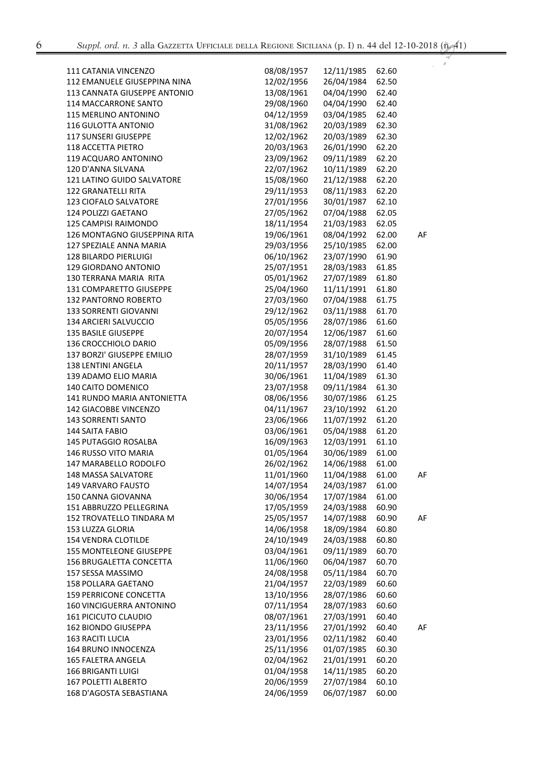| | | | | |
|---|---|---|---|---|
| 111 CATANIA VINCENZO | 08/08/1957 | 12/11/1985 | 62.60 | |
| 112 EMANUELE GIUSEPPINA NINA | 12/02/1956 | 26/04/1984 | 62.50 | |
| 113 CANNATA GIUSEPPE ANTONIO | 13/08/1961 | 04/04/1990 | 62.40 | |
| 114 MACCARRONE SANTO | 29/08/1960 | 04/04/1990 | 62.40 | |
| 115 MERLINO ANTONINO | 04/12/1959 | 03/04/1985 | 62.40 | |
| 116 GULOTTA ANTONIO | 31/08/1962 | 20/03/1989 | 62.30 | |
| 117 SUNSERI GIUSEPPE | 12/02/1962 | 20/03/1989 | 62.30 | |
| 118 ACCETTA PIETRO | 20/03/1963 | 26/01/1990 | 62.20 | |
| 119 ACQUARO ANTONINO | 23/09/1962 | 09/11/1989 | 62.20 | |
| 120 D'ANNA SILVANA | 22/07/1962 | 10/11/1989 | 62.20 | |
| 121 LATINO GUIDO SALVATORE | 15/08/1960 | 21/12/1988 | 62.20 | |
| 122 GRANATELLI RITA | 29/11/1953 | 08/11/1983 | 62.20 | |
| 123 CIOFALO SALVATORE | 27/01/1956 | 30/01/1987 | 62.10 | |
| 124 POLIZZI GAETANO | 27/05/1962 | 07/04/1988 | 62.05 | |
| 125 CAMPISI RAIMONDO | 18/11/1954 | 21/03/1983 | 62.05 | |
| 126 MONTAGNO GIUSEPPINA RITA | 19/06/1961 | 08/04/1992 | 62.00 | AF |
| 127 SPEZIALE ANNA MARIA | 29/03/1956 | 25/10/1985 | 62.00 | |
| 128 BILARDO PIERLUIGI | 06/10/1962 | 23/07/1990 | 61.90 | |
| 129 GIORDANO ANTONIO | 25/07/1951 | 28/03/1983 | 61.85 | |
| 130 TERRANA MARIA RITA | 05/01/1962 | 27/07/1989 | 61.80 | |
| 131 COMPARETTO GIUSEPPE | 25/04/1960 | 11/11/1991 | 61.80 | |
| 132 PANTORNO ROBERTO | 27/03/1960 | 07/04/1988 | 61.75 | |
| 133 SORRENTI GIOVANNI | 29/12/1962 | 03/11/1988 | 61.70 | |
| 134 ARCIERI SALVUCCIO | 05/05/1956 | 28/07/1986 | 61.60 | |
| 135 BASILE GIUSEPPE | 20/07/1954 | 12/06/1987 | 61.60 | |
| 136 CROCCHIOLO DARIO | 05/09/1956 | 28/07/1988 | 61.50 | |
| 137 BORZI' GIUSEPPE EMILIO | 28/07/1959 | 31/10/1989 | 61.45 | |
| 138 LENTINI ANGELA | 20/11/1957 | 28/03/1990 | 61.40 | |
| 139 ADAMO ELIO MARIA | 30/06/1961 | 11/04/1989 | 61.30 | |
| 140 CAITO DOMENICO | 23/07/1958 | 09/11/1984 | 61.30 | |
| 141 RUNDO MARIA ANTONIETTA | 08/06/1956 | 30/07/1986 | 61.25 | |
| 142 GIACOBBE VINCENZO | 04/11/1967 | 23/10/1992 | 61.20 | |
| 143 SORRENTI SANTO | 23/06/1966 | 11/07/1992 | 61.20 | |
| 144 SAITA FABIO | 03/06/1961 | 05/04/1988 | 61.20 | |
| 145 PUTAGGIO ROSALBA | 16/09/1963 | 12/03/1991 | 61.10 | |
| 146 RUSSO VITO MARIA | 01/05/1964 | 30/06/1989 | 61.00 | |
| 147 MARABELLO RODOLFO | 26/02/1962 | 14/06/1988 | 61.00 | |
| 148 MASSA SALVATORE | 11/01/1960 | 11/04/1988 | 61.00 | AF |
| 149 VARVARO FAUSTO | 14/07/1954 | 24/03/1987 | 61.00 | |
| 150 CANNA GIOVANNA | 30/06/1954 | 17/07/1984 | 61.00 | |
| 151 ABBRUZZO PELLEGRINA | 17/05/1959 | 24/03/1988 | 60.90 | |
| 152 TROVATELLO TINDARA M | 25/05/1957 | 14/07/1988 | 60.90 | AF |
| 153 LUZZA GLORIA | 14/06/1958 | 18/09/1984 | 60.80 | |
| 154 VENDRA CLOTILDE | 24/10/1949 | 24/03/1988 | 60.80 | |
| 155 MONTELEONE GIUSEPPE | 03/04/1961 | 09/11/1989 | 60.70 | |
| 156 BRUGALETTA CONCETTA | 11/06/1960 | 06/04/1987 | 60.70 | |
| 157 SESSA MASSIMO | 24/08/1958 | 05/11/1984 | 60.70 | |
| 158 POLLARA GAETANO | 21/04/1957 | 22/03/1989 | 60.60 | |
| 159 PERRICONE CONCETTA | 13/10/1956 | 28/07/1986 | 60.60 | |
| 160 VINCIGUERRA ANTONINO | 07/11/1954 | 28/07/1983 | 60.60 | |
| 161 PICICUTO CLAUDIO | 08/07/1961 | 27/03/1991 | 60.40 | |
| 162 BIONDO GIUSEPPA | 23/11/1956 | 27/01/1992 | 60.40 | AF |
| 163 RACITI LUCIA | 23/01/1956 | 02/11/1982 | 60.40 | |
| 164 BRUNO INNOCENZA | 25/11/1956 | 01/07/1985 | 60.30 | |
| 165 FALETRA ANGELA | 02/04/1962 | 21/01/1991 | 60.20 | |
| 166 BRIGANTI LUIGI | 01/04/1958 | 14/11/1985 | 60.20 | |
| 167 POLETTI ALBERTO | 20/06/1959 | 27/07/1984 | 60.10 | |
| 168 D'AGOSTA SEBASTIANA | 24/06/1959 | 06/07/1987 | 60.00 | |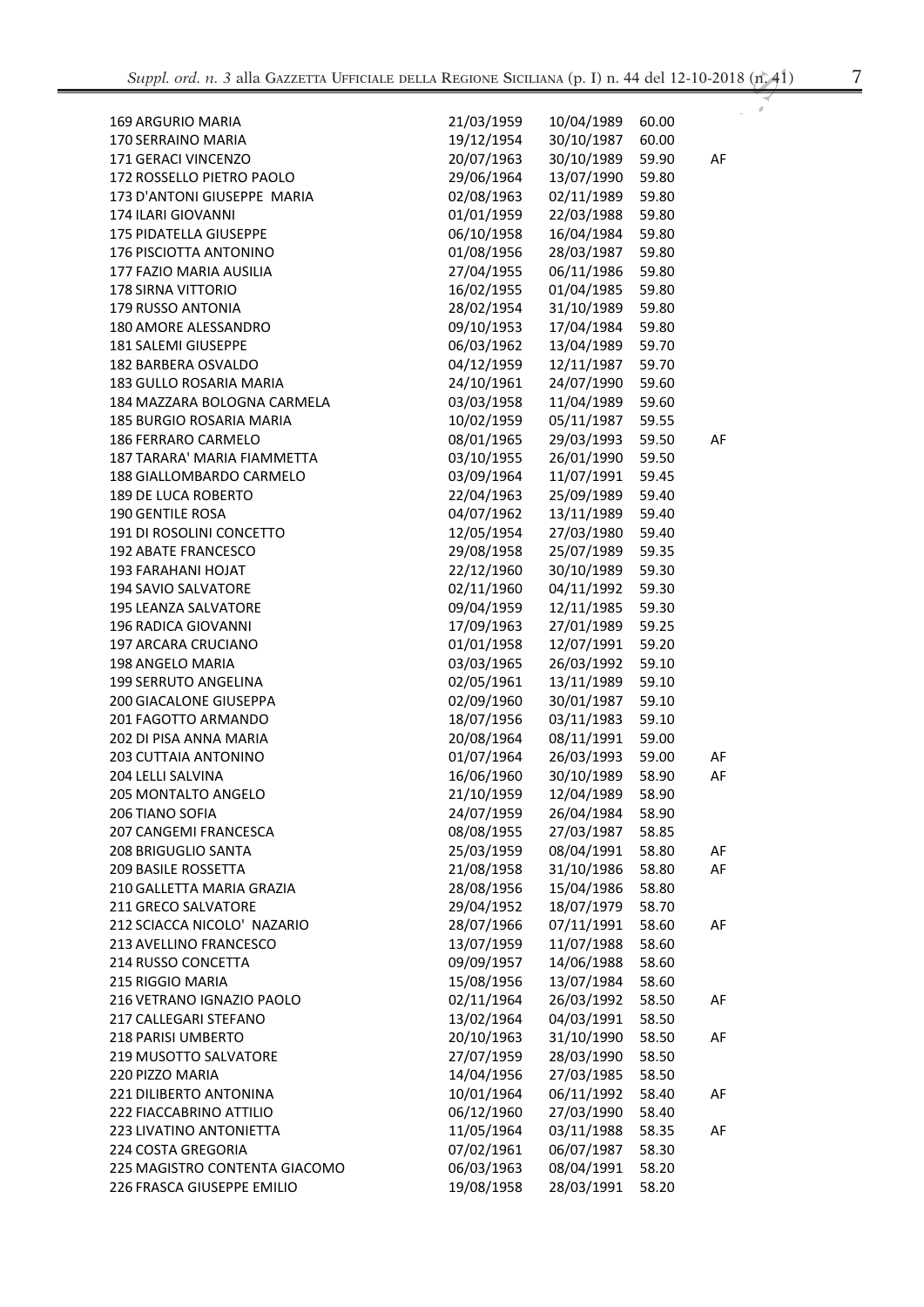| | | | | |
|---|---|---|---|---|
| 169 ARGURIO MARIA | 21/03/1959 | 10/04/1989 | 60.00 | |
| 170 SERRAINO MARIA | 19/12/1954 | 30/10/1987 | 60.00 | |
| 171 GERACI VINCENZO | 20/07/1963 | 30/10/1989 | 59.90 | AF |
| 172 ROSSELLO PIETRO PAOLO | 29/06/1964 | 13/07/1990 | 59.80 | |
| 173 D'ANTONI GIUSEPPE MARIA | 02/08/1963 | 02/11/1989 | 59.80 | |
| 174 ILARI GIOVANNI | 01/01/1959 | 22/03/1988 | 59.80 | |
| 175 PIDATELLA GIUSEPPE | 06/10/1958 | 16/04/1984 | 59.80 | |
| 176 PISCIOTTA ANTONINO | 01/08/1956 | 28/03/1987 | 59.80 | |
| 177 FAZIO MARIA AUSILIA | 27/04/1955 | 06/11/1986 | 59.80 | |
| 178 SIRNA VITTORIO | 16/02/1955 | 01/04/1985 | 59.80 | |
| 179 RUSSO ANTONIA | 28/02/1954 | 31/10/1989 | 59.80 | |
| 180 AMORE ALESSANDRO | 09/10/1953 | 17/04/1984 | 59.80 | |
| 181 SALEMI GIUSEPPE | 06/03/1962 | 13/04/1989 | 59.70 | |
| 182 BARBERA OSVALDO | 04/12/1959 | 12/11/1987 | 59.70 | |
| 183 GULLO ROSARIA MARIA | 24/10/1961 | 24/07/1990 | 59.60 | |
| 184 MAZZARA BOLOGNA CARMELA | 03/03/1958 | 11/04/1989 | 59.60 | |
| 185 BURGIO ROSARIA MARIA | 10/02/1959 | 05/11/1987 | 59.55 | |
| 186 FERRARO CARMELO | 08/01/1965 | 29/03/1993 | 59.50 | AF |
| 187 TARARA' MARIA FIAMMETTA | 03/10/1955 | 26/01/1990 | 59.50 | |
| 188 GIALLOMBARDO CARMELO | 03/09/1964 | 11/07/1991 | 59.45 | |
| 189 DE LUCA ROBERTO | 22/04/1963 | 25/09/1989 | 59.40 | |
| 190 GENTILE ROSA | 04/07/1962 | 13/11/1989 | 59.40 | |
| 191 DI ROSOLINI CONCETTO | 12/05/1954 | 27/03/1980 | 59.40 | |
| 192 ABATE FRANCESCO | 29/08/1958 | 25/07/1989 | 59.35 | |
| 193 FARAHANI HOJAT | 22/12/1960 | 30/10/1989 | 59.30 | |
| 194 SAVIO SALVATORE | 02/11/1960 | 04/11/1992 | 59.30 | |
| 195 LEANZA SALVATORE | 09/04/1959 | 12/11/1985 | 59.30 | |
| 196 RADICA GIOVANNI | 17/09/1963 | 27/01/1989 | 59.25 | |
| 197 ARCARA CRUCIANO | 01/01/1958 | 12/07/1991 | 59.20 | |
| 198 ANGELO MARIA | 03/03/1965 | 26/03/1992 | 59.10 | |
| 199 SERRUTO ANGELINA | 02/05/1961 | 13/11/1989 | 59.10 | |
| 200 GIACALONE GIUSEPPA | 02/09/1960 | 30/01/1987 | 59.10 | |
| 201 FAGOTTO ARMANDO | 18/07/1956 | 03/11/1983 | 59.10 | |
| 202 DI PISA ANNA MARIA | 20/08/1964 | 08/11/1991 | 59.00 | |
| 203 CUTTAIA ANTONINO | 01/07/1964 | 26/03/1993 | 59.00 | AF |
| 204 LELLI SALVINA | 16/06/1960 | 30/10/1989 | 58.90 | AF |
| 205 MONTALTO ANGELO | 21/10/1959 | 12/04/1989 | 58.90 | |
| 206 TIANO SOFIA | 24/07/1959 | 26/04/1984 | 58.90 | |
| 207 CANGEMI FRANCESCA | 08/08/1955 | 27/03/1987 | 58.85 | |
| 208 BRIGUGLIO SANTA | 25/03/1959 | 08/04/1991 | 58.80 | AF |
| 209 BASILE ROSSETTA | 21/08/1958 | 31/10/1986 | 58.80 | AF |
| 210 GALLETTA MARIA GRAZIA | 28/08/1956 | 15/04/1986 | 58.80 | |
| 211 GRECO SALVATORE | 29/04/1952 | 18/07/1979 | 58.70 | |
| 212 SCIACCA NICOLO' NAZARIO | 28/07/1966 | 07/11/1991 | 58.60 | AF |
| 213 AVELLINO FRANCESCO | 13/07/1959 | 11/07/1988 | 58.60 | |
| 214 RUSSO CONCETTA | 09/09/1957 | 14/06/1988 | 58.60 | |
| 215 RIGGIO MARIA | 15/08/1956 | 13/07/1984 | 58.60 | |
| 216 VETRANO IGNAZIO PAOLO | 02/11/1964 | 26/03/1992 | 58.50 | AF |
| 217 CALLEGARI STEFANO | 13/02/1964 | 04/03/1991 | 58.50 | |
| 218 PARISI UMBERTO | 20/10/1963 | 31/10/1990 | 58.50 | AF |
| 219 MUSOTTO SALVATORE | 27/07/1959 | 28/03/1990 | 58.50 | |
| 220 PIZZO MARIA | 14/04/1956 | 27/03/1985 | 58.50 | |
| 221 DILIBERTO ANTONINA | 10/01/1964 | 06/11/1992 | 58.40 | AF |
| 222 FIACCABRINO ATTILIO | 06/12/1960 | 27/03/1990 | 58.40 | |
| 223 LIVATINO ANTONIETTA | 11/05/1964 | 03/11/1988 | 58.35 | AF |
| 224 COSTA GREGORIA | 07/02/1961 | 06/07/1987 | 58.30 | |
| 225 MAGISTRO CONTENTA GIACOMO | 06/03/1963 | 08/04/1991 | 58.20 | |
| 226 FRASCA GIUSEPPE EMILIO | 19/08/1958 | 28/03/1991 | 58.20 | |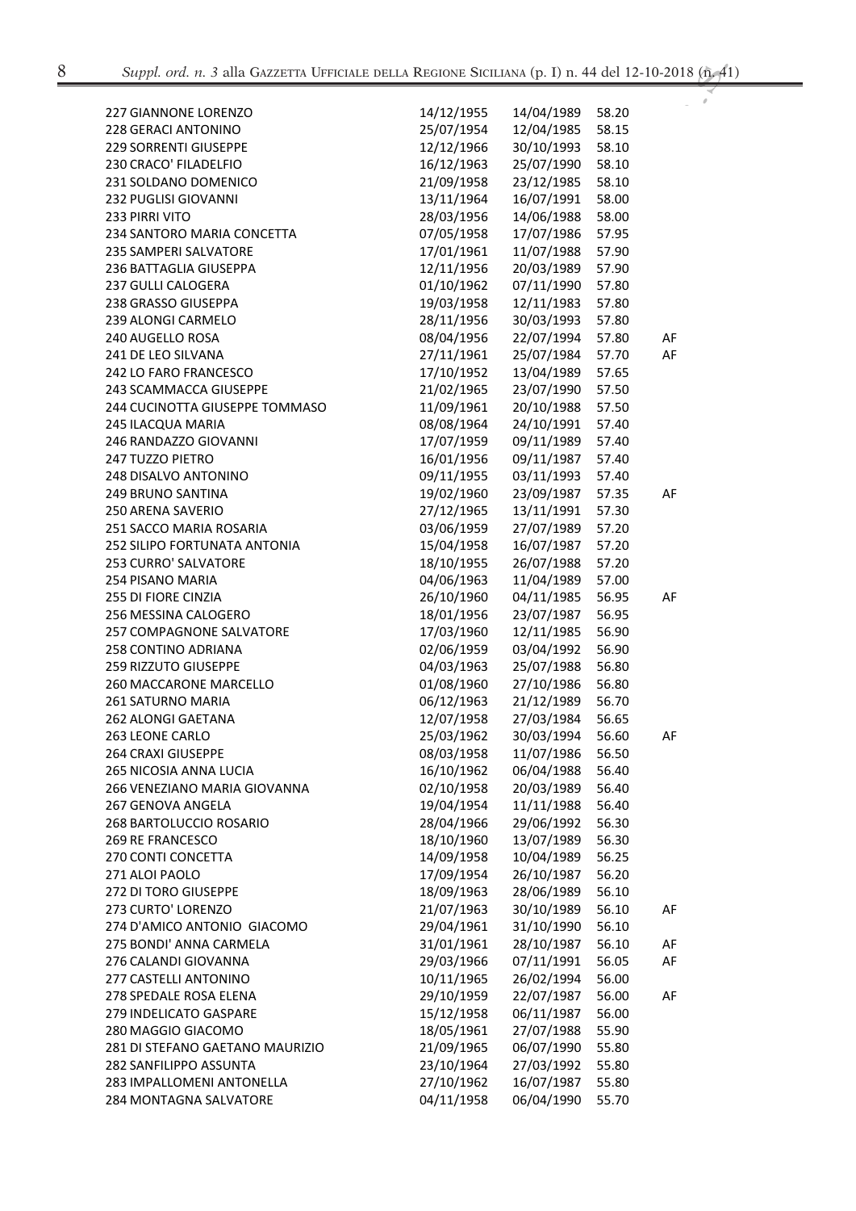| | | | | |
|---|---|---|---|---|
| 227 GIANNONE LORENZO | 14/12/1955 | 14/04/1989 | 58.20 | |
| 228 GERACI ANTONINO | 25/07/1954 | 12/04/1985 | 58.15 | |
| 229 SORRENTI GIUSEPPE | 12/12/1966 | 30/10/1993 | 58.10 | |
| 230 CRACO' FILADELFIO | 16/12/1963 | 25/07/1990 | 58.10 | |
| 231 SOLDANO DOMENICO | 21/09/1958 | 23/12/1985 | 58.10 | |
| 232 PUGLISI GIOVANNI | 13/11/1964 | 16/07/1991 | 58.00 | |
| 233 PIRRI VITO | 28/03/1956 | 14/06/1988 | 58.00 | |
| 234 SANTORO MARIA CONCETTA | 07/05/1958 | 17/07/1986 | 57.95 | |
| 235 SAMPERI SALVATORE | 17/01/1961 | 11/07/1988 | 57.90 | |
| 236 BATTAGLIA GIUSEPPA | 12/11/1956 | 20/03/1989 | 57.90 | |
| 237 GULLI CALOGERA | 01/10/1962 | 07/11/1990 | 57.80 | |
| 238 GRASSO GIUSEPPA | 19/03/1958 | 12/11/1983 | 57.80 | |
| 239 ALONGI CARMELO | 28/11/1956 | 30/03/1993 | 57.80 | |
| 240 AUGELLO ROSA | 08/04/1956 | 22/07/1994 | 57.80 | AF |
| 241 DE LEO SILVANA | 27/11/1961 | 25/07/1984 | 57.70 | AF |
| 242 LO FARO FRANCESCO | 17/10/1952 | 13/04/1989 | 57.65 | |
| 243 SCAMMACCA GIUSEPPE | 21/02/1965 | 23/07/1990 | 57.50 | |
| 244 CUCINOTTA GIUSEPPE TOMMASO | 11/09/1961 | 20/10/1988 | 57.50 | |
| 245 ILACQUA MARIA | 08/08/1964 | 24/10/1991 | 57.40 | |
| 246 RANDAZZO GIOVANNI | 17/07/1959 | 09/11/1989 | 57.40 | |
| 247 TUZZO PIETRO | 16/01/1956 | 09/11/1987 | 57.40 | |
| 248 DISALVO ANTONINO | 09/11/1955 | 03/11/1993 | 57.40 | |
| 249 BRUNO SANTINA | 19/02/1960 | 23/09/1987 | 57.35 | AF |
| 250 ARENA SAVERIO | 27/12/1965 | 13/11/1991 | 57.30 | |
| 251 SACCO MARIA ROSARIA | 03/06/1959 | 27/07/1989 | 57.20 | |
| 252 SILIPO FORTUNATA ANTONIA | 15/04/1958 | 16/07/1987 | 57.20 | |
| 253 CURRO' SALVATORE | 18/10/1955 | 26/07/1988 | 57.20 | |
| 254 PISANO MARIA | 04/06/1963 | 11/04/1989 | 57.00 | |
| 255 DI FIORE CINZIA | 26/10/1960 | 04/11/1985 | 56.95 | AF |
| 256 MESSINA CALOGERO | 18/01/1956 | 23/07/1987 | 56.95 | |
| 257 COMPAGNONE SALVATORE | 17/03/1960 | 12/11/1985 | 56.90 | |
| 258 CONTINO ADRIANA | 02/06/1959 | 03/04/1992 | 56.90 | |
| 259 RIZZUTO GIUSEPPE | 04/03/1963 | 25/07/1988 | 56.80 | |
| 260 MACCARONE MARCELLO | 01/08/1960 | 27/10/1986 | 56.80 | |
| 261 SATURNO MARIA | 06/12/1963 | 21/12/1989 | 56.70 | |
| 262 ALONGI GAETANA | 12/07/1958 | 27/03/1984 | 56.65 | |
| 263 LEONE CARLO | 25/03/1962 | 30/03/1994 | 56.60 | AF |
| 264 CRAXI GIUSEPPE | 08/03/1958 | 11/07/1986 | 56.50 | |
| 265 NICOSIA ANNA LUCIA | 16/10/1962 | 06/04/1988 | 56.40 | |
| 266 VENEZIANO MARIA GIOVANNA | 02/10/1958 | 20/03/1989 | 56.40 | |
| 267 GENOVA ANGELA | 19/04/1954 | 11/11/1988 | 56.40 | |
| 268 BARTOLUCCIO ROSARIO | 28/04/1966 | 29/06/1992 | 56.30 | |
| 269 RE FRANCESCO | 18/10/1960 | 13/07/1989 | 56.30 | |
| 270 CONTI CONCETTA | 14/09/1958 | 10/04/1989 | 56.25 | |
| 271 ALOI PAOLO | 17/09/1954 | 26/10/1987 | 56.20 | |
| 272 DI TORO GIUSEPPE | 18/09/1963 | 28/06/1989 | 56.10 | |
| 273 CURTO' LORENZO | 21/07/1963 | 30/10/1989 | 56.10 | AF |
| 274 D'AMICO ANTONIO GIACOMO | 29/04/1961 | 31/10/1990 | 56.10 | |
| 275 BONDI' ANNA CARMELA | 31/01/1961 | 28/10/1987 | 56.10 | AF |
| 276 CALANDI GIOVANNA | 29/03/1966 | 07/11/1991 | 56.05 | AF |
| 277 CASTELLI ANTONINO | 10/11/1965 | 26/02/1994 | 56.00 | |
| 278 SPEDALE ROSA ELENA | 29/10/1959 | 22/07/1987 | 56.00 | AF |
| 279 INDELICATO GASPARE | 15/12/1958 | 06/11/1987 | 56.00 | |
| 280 MAGGIO GIACOMO | 18/05/1961 | 27/07/1988 | 55.90 | |
| 281 DI STEFANO GAETANO MAURIZIO | 21/09/1965 | 06/07/1990 | 55.80 | |
| 282 SANFILIPPO ASSUNTA | 23/10/1964 | 27/03/1992 | 55.80 | |
| 283 IMPALLOMENI ANTONELLA | 27/10/1962 | 16/07/1987 | 55.80 | |
| 284 MONTAGNA SALVATORE | 04/11/1958 | 06/04/1990 | 55.70 | |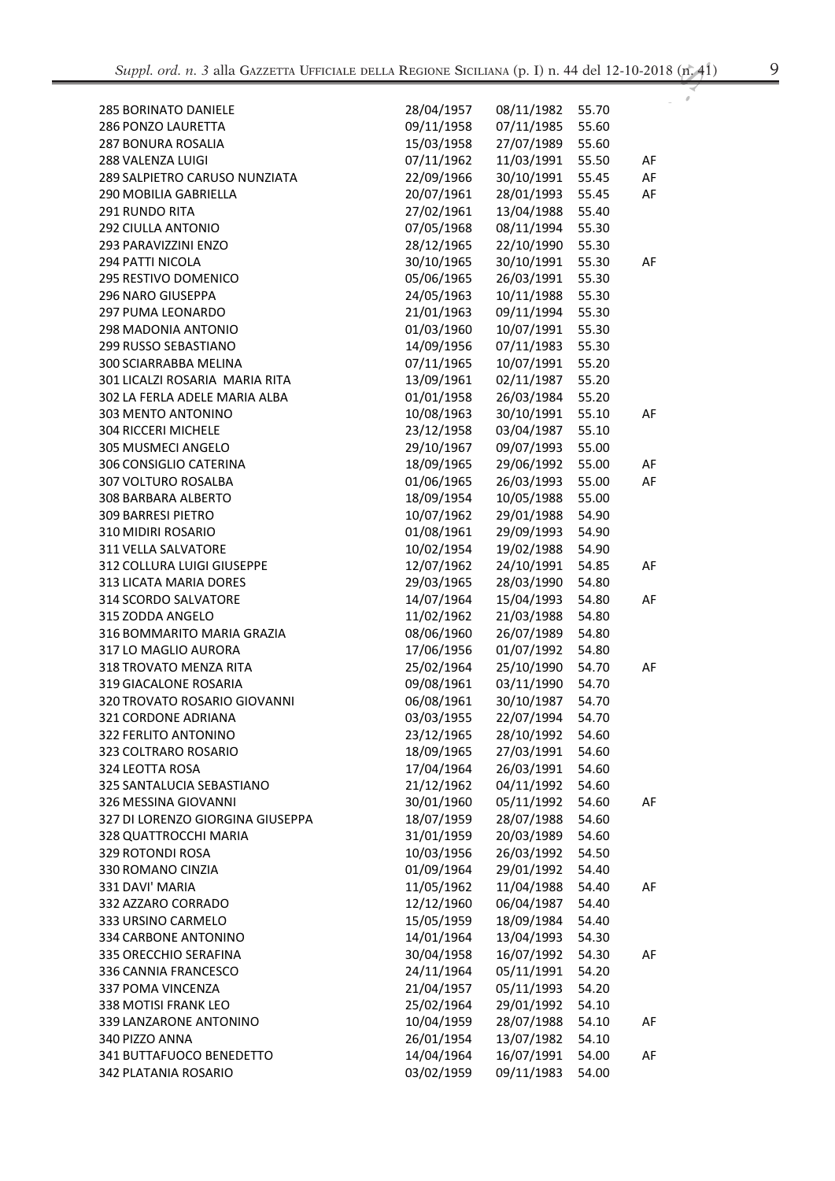| | | | | |
|---|---|---|---|---|
| 285 BORINATO DANIELE | 28/04/1957 | 08/11/1982 | 55.70 | |
| 286 PONZO LAURETTA | 09/11/1958 | 07/11/1985 | 55.60 | |
| 287 BONURA ROSALIA | 15/03/1958 | 27/07/1989 | 55.60 | |
| 288 VALENZA LUIGI | 07/11/1962 | 11/03/1991 | 55.50 | AF |
| 289 SALPIETRO CARUSO NUNZIATA | 22/09/1966 | 30/10/1991 | 55.45 | AF |
| 290 MOBILIA GABRIELLA | 20/07/1961 | 28/01/1993 | 55.45 | AF |
| 291 RUNDO RITA | 27/02/1961 | 13/04/1988 | 55.40 | |
| 292 CIULLA ANTONIO | 07/05/1968 | 08/11/1994 | 55.30 | |
| 293 PARAVIZZINI ENZO | 28/12/1965 | 22/10/1990 | 55.30 | |
| 294 PATTI NICOLA | 30/10/1965 | 30/10/1991 | 55.30 | AF |
| 295 RESTIVO DOMENICO | 05/06/1965 | 26/03/1991 | 55.30 | |
| 296 NARO GIUSEPPA | 24/05/1963 | 10/11/1988 | 55.30 | |
| 297 PUMA LEONARDO | 21/01/1963 | 09/11/1994 | 55.30 | |
| 298 MADONIA ANTONIO | 01/03/1960 | 10/07/1991 | 55.30 | |
| 299 RUSSO SEBASTIANO | 14/09/1956 | 07/11/1983 | 55.30 | |
| 300 SCIARRABBA MELINA | 07/11/1965 | 10/07/1991 | 55.20 | |
| 301 LICALZI ROSARIA MARIA RITA | 13/09/1961 | 02/11/1987 | 55.20 | |
| 302 LA FERLA ADELE MARIA ALBA | 01/01/1958 | 26/03/1984 | 55.20 | |
| 303 MENTO ANTONINO | 10/08/1963 | 30/10/1991 | 55.10 | AF |
| 304 RICCERI MICHELE | 23/12/1958 | 03/04/1987 | 55.10 | |
| 305 MUSMECI ANGELO | 29/10/1967 | 09/07/1993 | 55.00 | |
| 306 CONSIGLIO CATERINA | 18/09/1965 | 29/06/1992 | 55.00 | AF |
| 307 VOLTURO ROSALBA | 01/06/1965 | 26/03/1993 | 55.00 | AF |
| 308 BARBARA ALBERTO | 18/09/1954 | 10/05/1988 | 55.00 | |
| 309 BARRESI PIETRO | 10/07/1962 | 29/01/1988 | 54.90 | |
| 310 MIDIRI ROSARIO | 01/08/1961 | 29/09/1993 | 54.90 | |
| 311 VELLA SALVATORE | 10/02/1954 | 19/02/1988 | 54.90 | |
| 312 COLLURA LUIGI GIUSEPPE | 12/07/1962 | 24/10/1991 | 54.85 | AF |
| 313 LICATA MARIA DORES | 29/03/1965 | 28/03/1990 | 54.80 | |
| 314 SCORDO SALVATORE | 14/07/1964 | 15/04/1993 | 54.80 | AF |
| 315 ZODDA ANGELO | 11/02/1962 | 21/03/1988 | 54.80 | |
| 316 BOMMARITO MARIA GRAZIA | 08/06/1960 | 26/07/1989 | 54.80 | |
| 317 LO MAGLIO AURORA | 17/06/1956 | 01/07/1992 | 54.80 | |
| 318 TROVATO MENZA RITA | 25/02/1964 | 25/10/1990 | 54.70 | AF |
| 319 GIACALONE ROSARIA | 09/08/1961 | 03/11/1990 | 54.70 | |
| 320 TROVATO ROSARIO GIOVANNI | 06/08/1961 | 30/10/1987 | 54.70 | |
| 321 CORDONE ADRIANA | 03/03/1955 | 22/07/1994 | 54.70 | |
| 322 FERLITO ANTONINO | 23/12/1965 | 28/10/1992 | 54.60 | |
| 323 COLTRARO ROSARIO | 18/09/1965 | 27/03/1991 | 54.60 | |
| 324 LEOTTA ROSA | 17/04/1964 | 26/03/1991 | 54.60 | |
| 325 SANTALUCIA SEBASTIANO | 21/12/1962 | 04/11/1992 | 54.60 | |
| 326 MESSINA GIOVANNI | 30/01/1960 | 05/11/1992 | 54.60 | AF |
| 327 DI LORENZO GIORGINA GIUSEPPA | 18/07/1959 | 28/07/1988 | 54.60 | |
| 328 QUATTROCCHI MARIA | 31/01/1959 | 20/03/1989 | 54.60 | |
| 329 ROTONDI ROSA | 10/03/1956 | 26/03/1992 | 54.50 | |
| 330 ROMANO CINZIA | 01/09/1964 | 29/01/1992 | 54.40 | |
| 331 DAVI' MARIA | 11/05/1962 | 11/04/1988 | 54.40 | AF |
| 332 AZZARO CORRADO | 12/12/1960 | 06/04/1987 | 54.40 | |
| 333 URSINO CARMELO | 15/05/1959 | 18/09/1984 | 54.40 | |
| 334 CARBONE ANTONINO | 14/01/1964 | 13/04/1993 | 54.30 | |
| 335 ORECCHIO SERAFINA | 30/04/1958 | 16/07/1992 | 54.30 | AF |
| 336 CANNIA FRANCESCO | 24/11/1964 | 05/11/1991 | 54.20 | |
| 337 POMA VINCENZA | 21/04/1957 | 05/11/1993 | 54.20 | |
| 338 MOTISI FRANK LEO | 25/02/1964 | 29/01/1992 | 54.10 | |
| 339 LANZARONE ANTONINO | 10/04/1959 | 28/07/1988 | 54.10 | AF |
| 340 PIZZO ANNA | 26/01/1954 | 13/07/1982 | 54.10 | |
| 341 BUTTAFUOCO BENEDETTO | 14/04/1964 | 16/07/1991 | 54.00 | AF |
| 342 PLATANIA ROSARIO | 03/02/1959 | 09/11/1983 | 54.00 | |